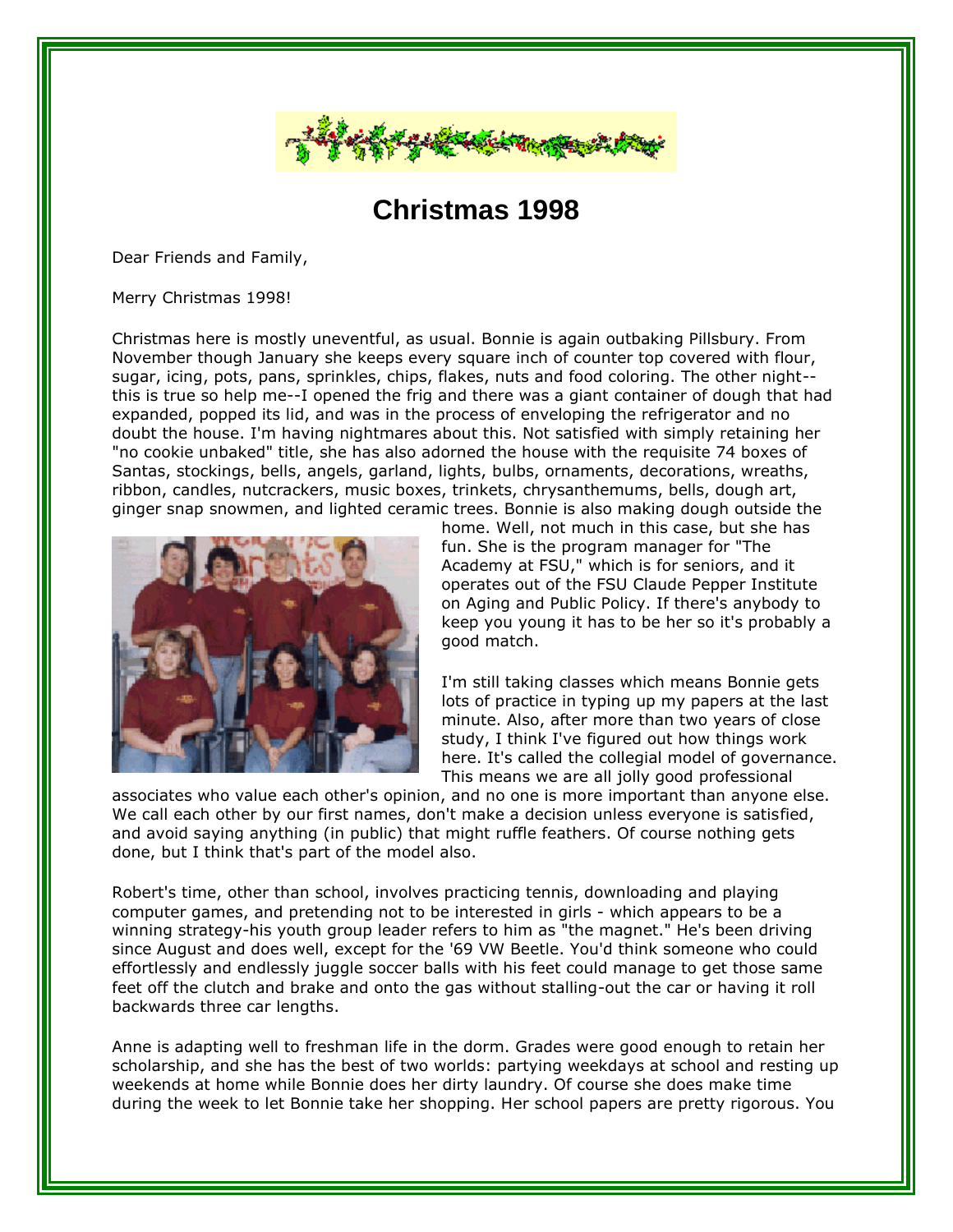# Christmas 1998

Dear Friends and Family,

Merry Christmas 1998!

Christmas here is mostly uneventful, as usual. Bonnie is again outbaking Pillsbury. From November though January she keeps every square inch of counter top covered with flour, sugar, icing, pots, pans, sprinkles, chips, flakes, nuts and food coloring. The other night--this is true so help me--I opened the frig and there was a giant container of dough that had expanded, popped its lid, and was in the process of enveloping the refrigerator and no doubt the house. I'm having nightmares about this. Not satisfied with simply retaining her "no cookie unbaked" title, she has also adorned the house with the requisite 74 boxes of Santas, stockings, bells, angels, garland, lights, bulbs, ornaments, decorations, wreaths, ribbon, candles, nutcrackers, music boxes, trinkets, chrysanthemums, bells, dough art, ginger snap snowmen, and lighted ceramic trees. Bonnie is also making dough outside the home. Well, not much in this case, but she has fun. She is the program manager for "The Academy at FSU," which is for seniors, and it operates out of the FSU Claude Pepper Institute on Aging and Public Policy. If there's anybody to keep you young it has to be her so it's probably a good match.

I'm still taking classes which means Bonnie gets lots of practice in typing up my papers at the last minute. Also, after more than two years of close study, I think I've figured out how things work here. It's called the collegial model of governance. This means we are all jolly good professional associates who value each other's opinion, and no one is more important than anyone else. We call each other by our first names, don't make a decision unless everyone is satisfied, and avoid saying anything (in public) that might ruffle feathers. Of course nothing gets done, but I think that's part of the model also.

Robert's time, other than school, involves practicing tennis, downloading and playing computer games, and pretending not to be interested in girls - which appears to be a winning strategy-his youth group leader refers to him as "the magnet." He's been driving since August and does well, except for the '69 VW Beetle. You'd think someone who could effortlessly and endlessly juggle soccer balls with his feet could manage to get those same feet off the clutch and brake and onto the gas without stalling-out the car or having it roll backwards three car lengths.

Anne is adapting well to freshman life in the dorm. Grades were good enough to retain her scholarship, and she has the best of two worlds: partying weekdays at school and resting up weekends at home while Bonnie does her dirty laundry. Of course she does make time during the week to let Bonnie take her shopping. Her school papers are pretty rigorous. You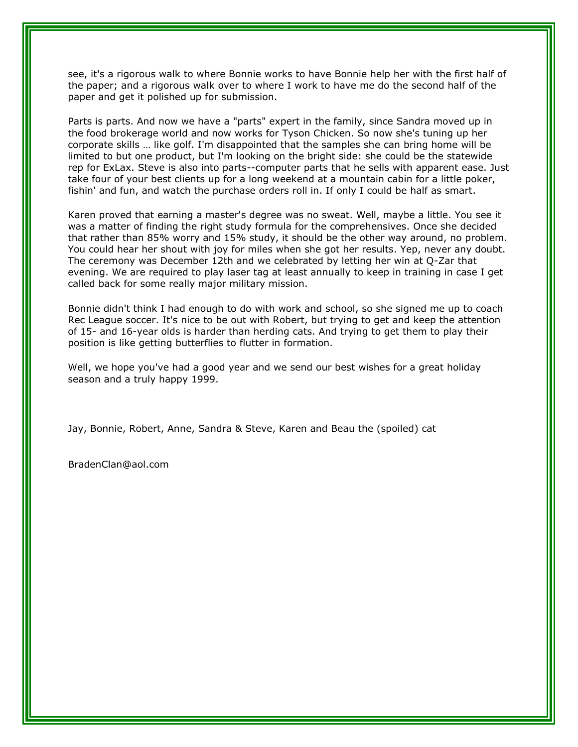see, it's a rigorous walk to where Bonnie works to have Bonnie help her with the first half of the paper; and a rigorous walk over to where I work to have me do the second half of the paper and get it polished up for submission.

Parts is parts. And now we have a "parts" expert in the family, since Sandra moved up in the food brokerage world and now works for Tyson Chicken. So now she's tuning up her corporate skills … like golf. I'm disappointed that the samples she can bring home will be limited to but one product, but I'm looking on the bright side: she could be the statewide rep for ExLax. Steve is also into parts--computer parts that he sells with apparent ease. Just take four of your best clients up for a long weekend at a mountain cabin for a little poker, fishin' and fun, and watch the purchase orders roll in. If only I could be half as smart.

Karen proved that earning a master's degree was no sweat. Well, maybe a little. You see it was a matter of finding the right study formula for the comprehensives. Once she decided that rather than 85% worry and 15% study, it should be the other way around, no problem. You could hear her shout with joy for miles when she got her results. Yep, never any doubt. The ceremony was December 12th and we celebrated by letting her win at Q-Zar that evening. We are required to play laser tag at least annually to keep in training in case I get called back for some really major military mission.

Bonnie didn't think I had enough to do with work and school, so she signed me up to coach Rec League soccer. It's nice to be out with Robert, but trying to get and keep the attention of 15- and 16-year olds is harder than herding cats. And trying to get them to play their position is like getting butterflies to flutter in formation.

Well, we hope you've had a good year and we send our best wishes for a great holiday season and a truly happy 1999.

Jay, Bonnie, Robert, Anne, Sandra & Steve, Karen and Beau the (spoiled) cat

BradenClan@aol.com